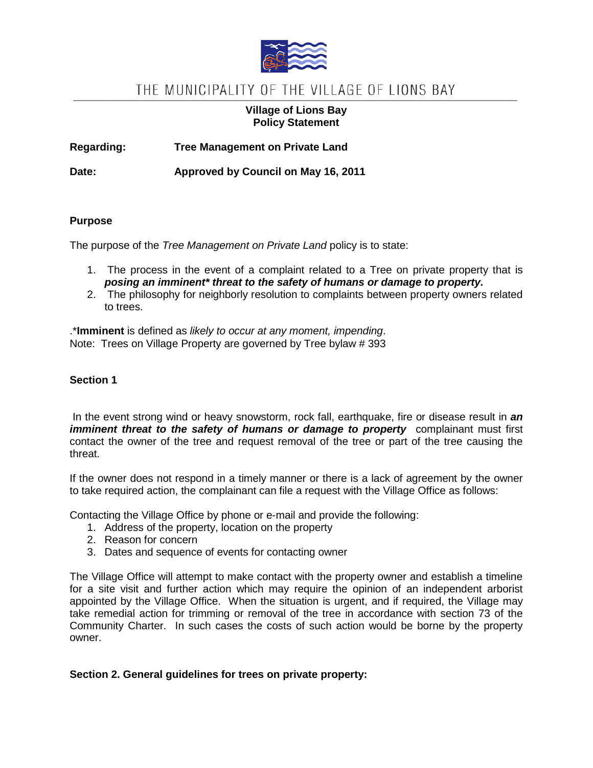# THE MUNICIPALITY OF THE VILLAGE OF LIONS BAY

**Village of Lions Bay**
**Policy Statement**

**Regarding:** **Tree Management on Private Land**

**Date:** **Approved by Council on May 16, 2011**

## Purpose

The purpose of the *Tree Management on Private Land* policy is to state:

1. The process in the event of a complaint related to a Tree on private property that is ***posing an imminent* threat to the safety of humans or damage to property.***
2. The philosophy for neighborly resolution to complaints between property owners related to trees.

.***Imminent** is defined as *likely to occur at any moment, impending*.
Note: Trees on Village Property are governed by Tree bylaw # 393

## Section 1

In the event strong wind or heavy snowstorm, rock fall, earthquake, fire or disease result in ***an imminent threat to the safety of humans or damage to property*** complainant must first contact the owner of the tree and request removal of the tree or part of the tree causing the threat.

If the owner does not respond in a timely manner or there is a lack of agreement by the owner to take required action, the complainant can file a request with the Village Office as follows:

Contacting the Village Office by phone or e-mail and provide the following:

1. Address of the property, location on the property
2. Reason for concern
3. Dates and sequence of events for contacting owner

The Village Office will attempt to make contact with the property owner and establish a timeline for a site visit and further action which may require the opinion of an independent arborist appointed by the Village Office. When the situation is urgent, and if required, the Village may take remedial action for trimming or removal of the tree in accordance with section 73 of the Community Charter. In such cases the costs of such action would be borne by the property owner.

## Section 2. General guidelines for trees on private property: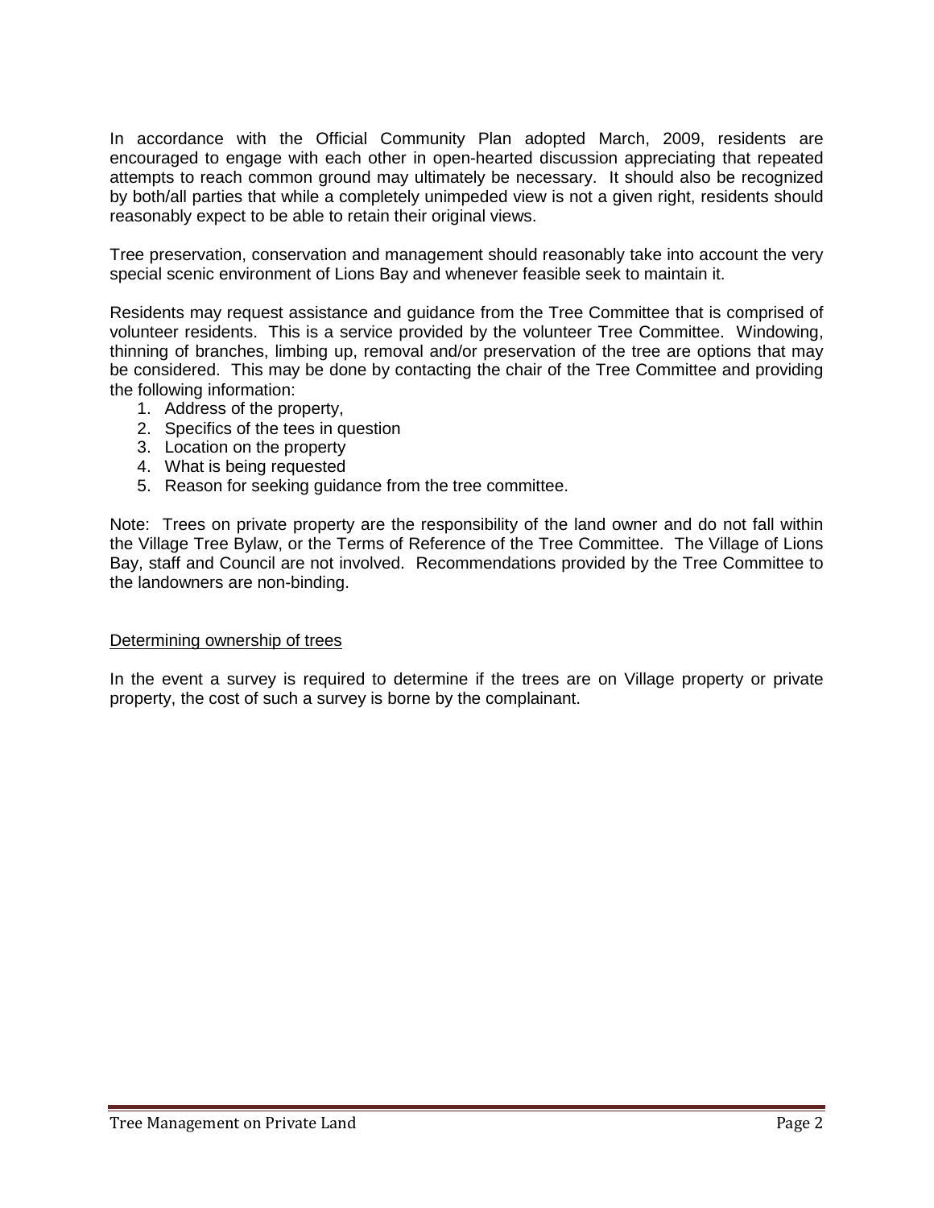In accordance with the Official Community Plan adopted March, 2009, residents are encouraged to engage with each other in open-hearted discussion appreciating that repeated attempts to reach common ground may ultimately be necessary. It should also be recognized by both/all parties that while a completely unimpeded view is not a given right, residents should reasonably expect to be able to retain their original views.

Tree preservation, conservation and management should reasonably take into account the very special scenic environment of Lions Bay and whenever feasible seek to maintain it.

Residents may request assistance and guidance from the Tree Committee that is comprised of volunteer residents. This is a service provided by the volunteer Tree Committee. Windowing, thinning of branches, limbing up, removal and/or preservation of the tree are options that may be considered. This may be done by contacting the chair of the Tree Committee and providing the following information:

1. Address of the property,
2. Specifics of the tees in question
3. Location on the property
4. What is being requested
5. Reason for seeking guidance from the tree committee.

Note: Trees on private property are the responsibility of the land owner and do not fall within the Village Tree Bylaw, or the Terms of Reference of the Tree Committee. The Village of Lions Bay, staff and Council are not involved. Recommendations provided by the Tree Committee to the landowners are non-binding.

<u>Determining ownership of trees</u>

In the event a survey is required to determine if the trees are on Village property or private property, the cost of such a survey is borne by the complainant.